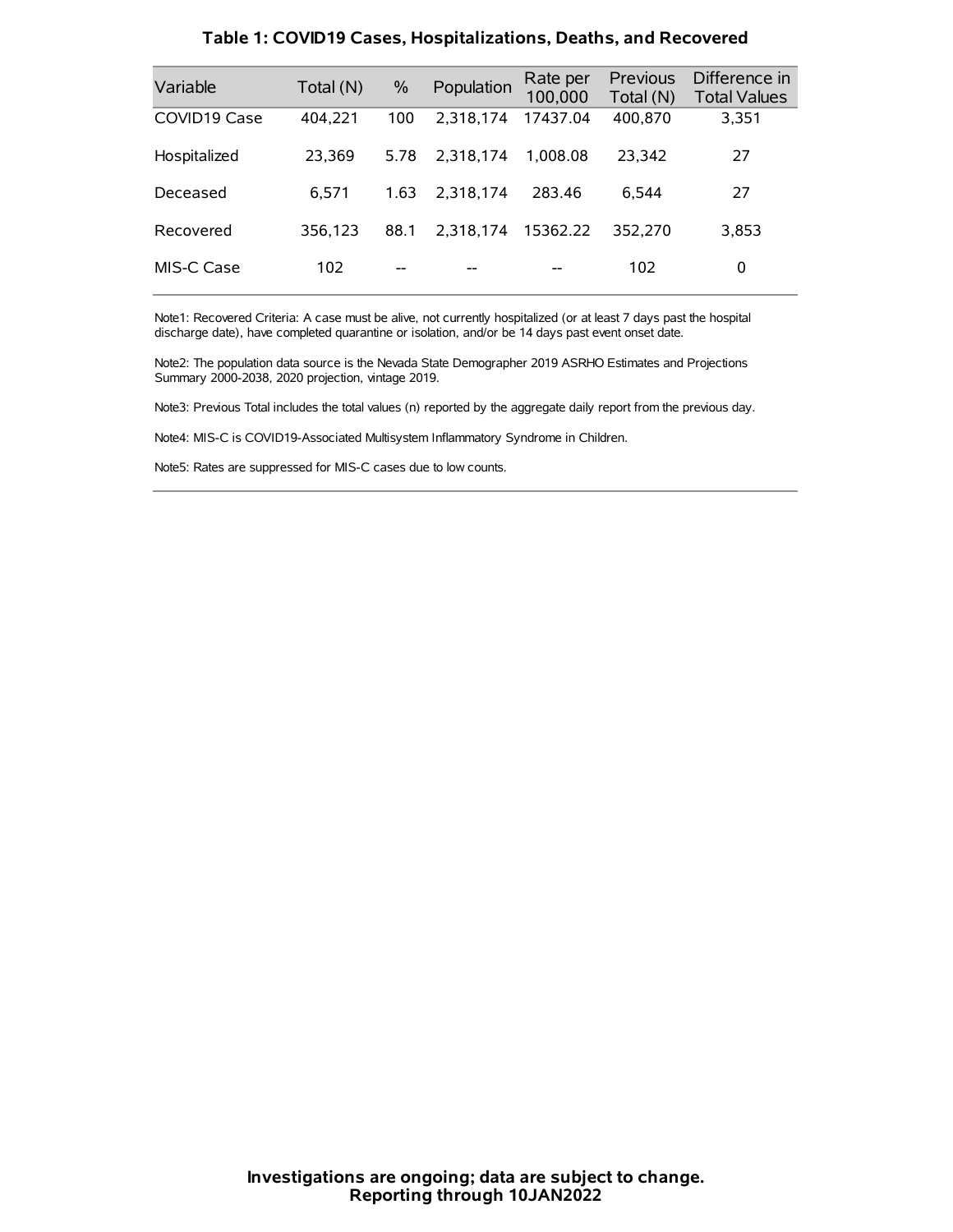## Table 1: COVID19 Cases, Hospitalizations, Deaths, and Recovered

| Variable | Total (N) | % | Population | Rate per 100,000 | Previous Total (N) | Difference in Total Values |
|---|---|---|---|---|---|---|
| COVID19 Case | 404,221 | 100 | 2,318,174 | 17437.04 | 400,870 | 3,351 |
| Hospitalized | 23,369 | 5.78 | 2,318,174 | 1,008.08 | 23,342 | 27 |
| Deceased | 6,571 | 1.63 | 2,318,174 | 283.46 | 6,544 | 27 |
| Recovered | 356,123 | 88.1 | 2,318,174 | 15362.22 | 352,270 | 3,853 |
| MIS-C Case | 102 | -- | -- | -- | 102 | 0 |

Note1: Recovered Criteria: A case must be alive, not currently hospitalized (or at least 7 days past the hospital discharge date), have completed quarantine or isolation, and/or be 14 days past event onset date.

Note2: The population data source is the Nevada State Demographer 2019 ASRHO Estimates and Projections Summary 2000-2038, 2020 projection, vintage 2019.

Note3: Previous Total includes the total values (n) reported by the aggregate daily report from the previous day.

Note4: MIS-C is COVID19-Associated Multisystem Inflammatory Syndrome in Children.

Note5: Rates are suppressed for MIS-C cases due to low counts.

**Investigations are ongoing; data are subject to change.**
**Reporting through 10JAN2022**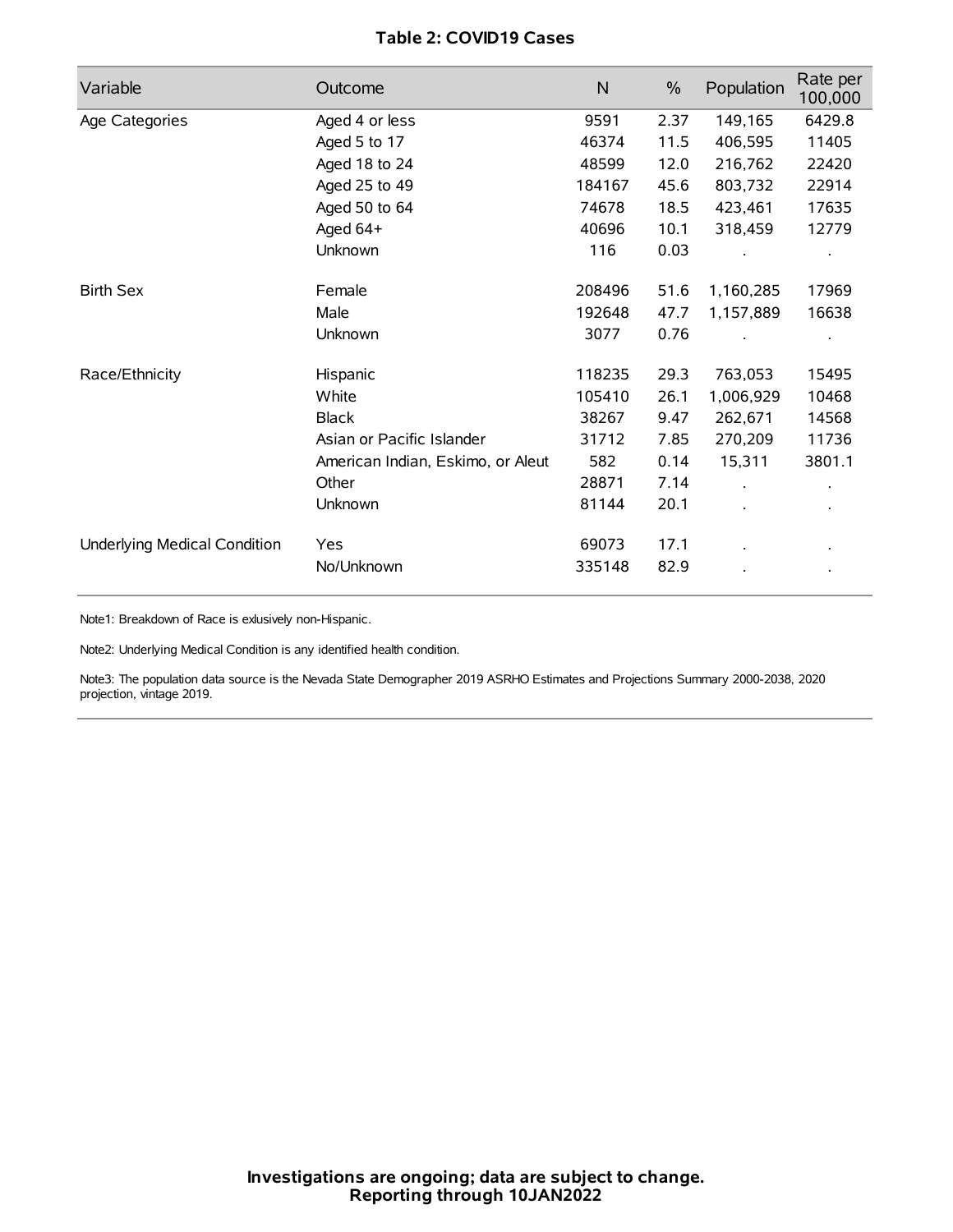**Table 2: COVID19 Cases**

| Variable | Outcome | N | % | Population | Rate per 100,000 |
|---|---|---|---|---|---|
| Age Categories | Aged 4 or less | 9591 | 2.37 | 149,165 | 6429.8 |
| | Aged 5 to 17 | 46374 | 11.5 | 406,595 | 11405 |
| | Aged 18 to 24 | 48599 | 12.0 | 216,762 | 22420 |
| | Aged 25 to 49 | 184167 | 45.6 | 803,732 | 22914 |
| | Aged 50 to 64 | 74678 | 18.5 | 423,461 | 17635 |
| | Aged 64+ | 40696 | 10.1 | 318,459 | 12779 |
| | Unknown | 116 | 0.03 | . | . |
| Birth Sex | Female | 208496 | 51.6 | 1,160,285 | 17969 |
| | Male | 192648 | 47.7 | 1,157,889 | 16638 |
| | Unknown | 3077 | 0.76 | . | . |
| Race/Ethnicity | Hispanic | 118235 | 29.3 | 763,053 | 15495 |
| | White | 105410 | 26.1 | 1,006,929 | 10468 |
| | Black | 38267 | 9.47 | 262,671 | 14568 |
| | Asian or Pacific Islander | 31712 | 7.85 | 270,209 | 11736 |
| | American Indian, Eskimo, or Aleut | 582 | 0.14 | 15,311 | 3801.1 |
| | Other | 28871 | 7.14 | . | . |
| | Unknown | 81144 | 20.1 | . | . |
| Underlying Medical Condition | Yes | 69073 | 17.1 | . | . |
| | No/Unknown | 335148 | 82.9 | . | . |

Note1: Breakdown of Race is exlusively non-Hispanic.

Note2: Underlying Medical Condition is any identified health condition.

Note3: The population data source is the Nevada State Demographer 2019 ASRHO Estimates and Projections Summary 2000-2038, 2020 projection, vintage 2019.

**Investigations are ongoing; data are subject to change.**
**Reporting through 10JAN2022**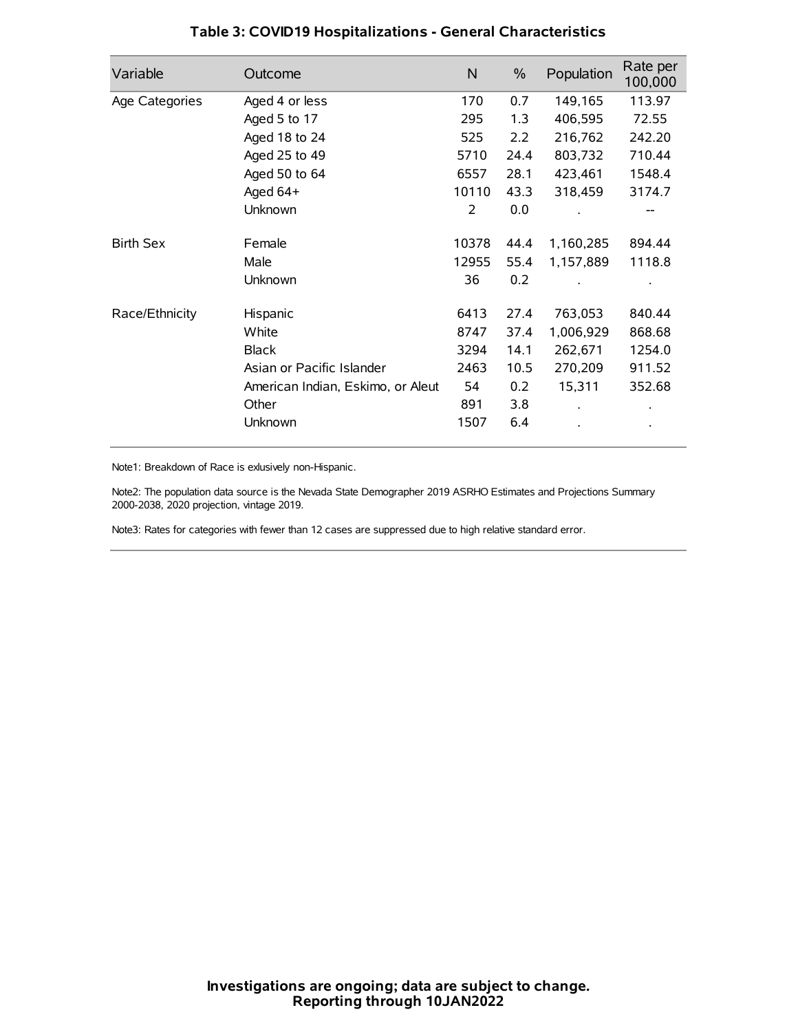# Table 3: COVID19 Hospitalizations - General Characteristics

| Variable | Outcome | N | % | Population | Rate per 100,000 |
|---|---|---|---|---|---|
| Age Categories | Aged 4 or less | 170 | 0.7 | 149,165 | 113.97 |
| | Aged 5 to 17 | 295 | 1.3 | 406,595 | 72.55 |
| | Aged 18 to 24 | 525 | 2.2 | 216,762 | 242.20 |
| | Aged 25 to 49 | 5710 | 24.4 | 803,732 | 710.44 |
| | Aged 50 to 64 | 6557 | 28.1 | 423,461 | 1548.4 |
| | Aged 64+ | 10110 | 43.3 | 318,459 | 3174.7 |
| | Unknown | 2 | 0.0 | . | -- |
| Birth Sex | Female | 10378 | 44.4 | 1,160,285 | 894.44 |
| | Male | 12955 | 55.4 | 1,157,889 | 1118.8 |
| | Unknown | 36 | 0.2 | . | . |
| Race/Ethnicity | Hispanic | 6413 | 27.4 | 763,053 | 840.44 |
| | White | 8747 | 37.4 | 1,006,929 | 868.68 |
| | Black | 3294 | 14.1 | 262,671 | 1254.0 |
| | Asian or Pacific Islander | 2463 | 10.5 | 270,209 | 911.52 |
| | American Indian, Eskimo, or Aleut | 54 | 0.2 | 15,311 | 352.68 |
| | Other | 891 | 3.8 | . | . |
| | Unknown | 1507 | 6.4 | . | . |

Note1: Breakdown of Race is exlusively non-Hispanic.

Note2: The population data source is the Nevada State Demographer 2019 ASRHO Estimates and Projections Summary 2000-2038, 2020 projection, vintage 2019.

Note3: Rates for categories with fewer than 12 cases are suppressed due to high relative standard error.

**Investigations are ongoing; data are subject to change.**
**Reporting through 10JAN2022**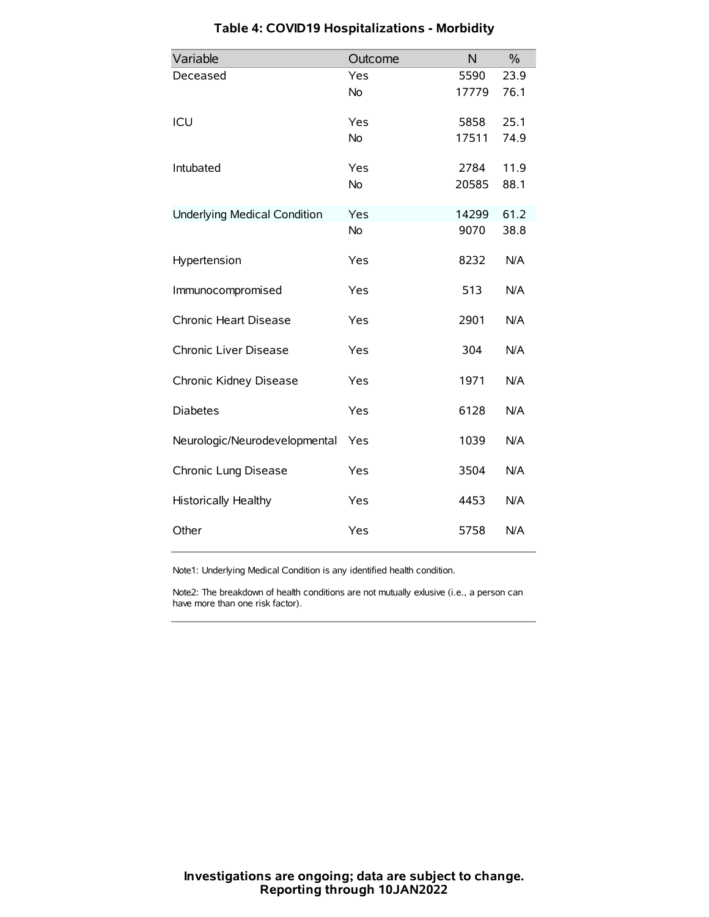# Table 4: COVID19 Hospitalizations - Morbidity

| Variable | Outcome | N | % |
|---|---|---|---|
| Deceased | Yes | 5590 | 23.9 |
| | No | 17779 | 76.1 |
| ICU | Yes | 5858 | 25.1 |
| | No | 17511 | 74.9 |
| Intubated | Yes | 2784 | 11.9 |
| | No | 20585 | 88.1 |
| Underlying Medical Condition | Yes | 14299 | 61.2 |
| | No | 9070 | 38.8 |
| Hypertension | Yes | 8232 | N/A |
| Immunocompromised | Yes | 513 | N/A |
| Chronic Heart Disease | Yes | 2901 | N/A |
| Chronic Liver Disease | Yes | 304 | N/A |
| Chronic Kidney Disease | Yes | 1971 | N/A |
| Diabetes | Yes | 6128 | N/A |
| Neurologic/Neurodevelopmental | Yes | 1039 | N/A |
| Chronic Lung Disease | Yes | 3504 | N/A |
| Historically Healthy | Yes | 4453 | N/A |
| Other | Yes | 5758 | N/A |

Note1: Underlying Medical Condition is any identified health condition.

Note2: The breakdown of health conditions are not mutually exlusive (i.e., a person can have more than one risk factor).

**Investigations are ongoing; data are subject to change.**
**Reporting through 10JAN2022**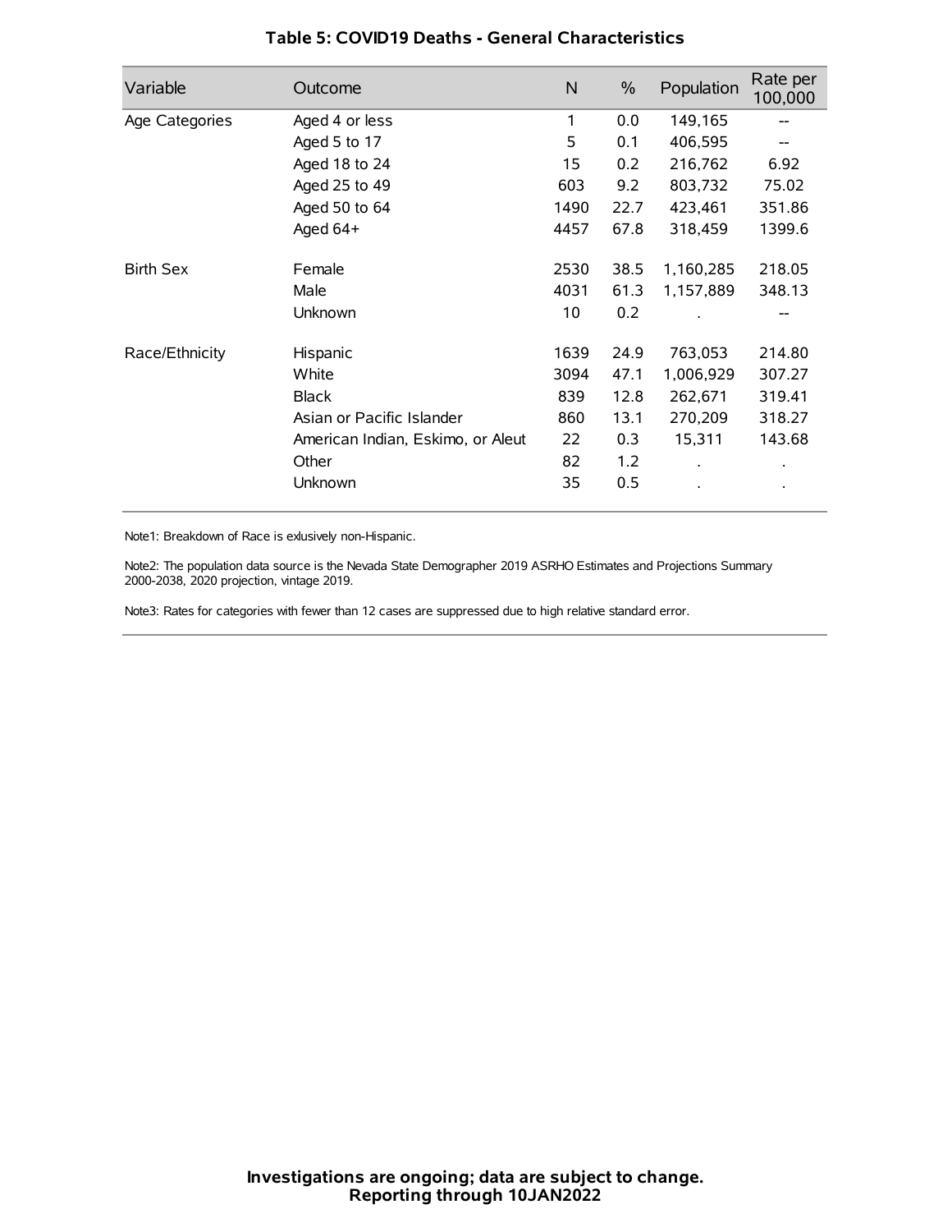### Table 5: COVID19 Deaths - General Characteristics

| Variable | Outcome | N | % | Population | Rate per 100,000 |
|---|---|---|---|---|---|
| Age Categories | Aged 4 or less | 1 | 0.0 | 149,165 | -- |
| | Aged 5 to 17 | 5 | 0.1 | 406,595 | -- |
| | Aged 18 to 24 | 15 | 0.2 | 216,762 | 6.92 |
| | Aged 25 to 49 | 603 | 9.2 | 803,732 | 75.02 |
| | Aged 50 to 64 | 1490 | 22.7 | 423,461 | 351.86 |
| | Aged 64+ | 4457 | 67.8 | 318,459 | 1399.6 |
| Birth Sex | Female | 2530 | 38.5 | 1,160,285 | 218.05 |
| | Male | 4031 | 61.3 | 1,157,889 | 348.13 |
| | Unknown | 10 | 0.2 | . | -- |
| Race/Ethnicity | Hispanic | 1639 | 24.9 | 763,053 | 214.80 |
| | White | 3094 | 47.1 | 1,006,929 | 307.27 |
| | Black | 839 | 12.8 | 262,671 | 319.41 |
| | Asian or Pacific Islander | 860 | 13.1 | 270,209 | 318.27 |
| | American Indian, Eskimo, or Aleut | 22 | 0.3 | 15,311 | 143.68 |
| | Other | 82 | 1.2 | . | . |
| | Unknown | 35 | 0.5 | . | . |

Note1: Breakdown of Race is exlusively non-Hispanic.

Note2: The population data source is the Nevada State Demographer 2019 ASRHO Estimates and Projections Summary 2000-2038, 2020 projection, vintage 2019.

Note3: Rates for categories with fewer than 12 cases are suppressed due to high relative standard error.

**Investigations are ongoing; data are subject to change.**
**Reporting through 10JAN2022**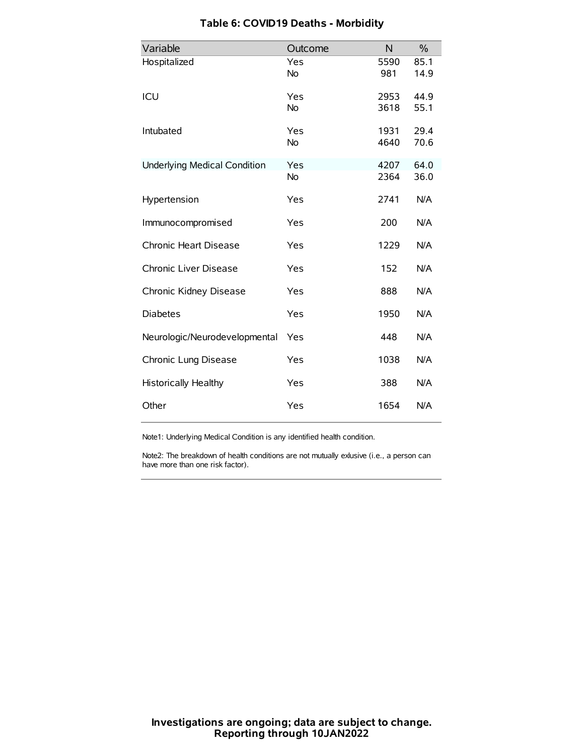# Table 6: COVID19 Deaths - Morbidity

| Variable | Outcome | N | % |
|---|---|---|---|
| Hospitalized | Yes | 5590 | 85.1 |
| | No | 981 | 14.9 |
| ICU | Yes | 2953 | 44.9 |
| | No | 3618 | 55.1 |
| Intubated | Yes | 1931 | 29.4 |
| | No | 4640 | 70.6 |
| Underlying Medical Condition | Yes | 4207 | 64.0 |
| | No | 2364 | 36.0 |
| Hypertension | Yes | 2741 | N/A |
| Immunocompromised | Yes | 200 | N/A |
| Chronic Heart Disease | Yes | 1229 | N/A |
| Chronic Liver Disease | Yes | 152 | N/A |
| Chronic Kidney Disease | Yes | 888 | N/A |
| Diabetes | Yes | 1950 | N/A |
| Neurologic/Neurodevelopmental | Yes | 448 | N/A |
| Chronic Lung Disease | Yes | 1038 | N/A |
| Historically Healthy | Yes | 388 | N/A |
| Other | Yes | 1654 | N/A |

Note1: Underlying Medical Condition is any identified health condition.

Note2: The breakdown of health conditions are not mutually exlusive (i.e., a person can have more than one risk factor).

**Investigations are ongoing; data are subject to change.**
**Reporting through 10JAN2022**